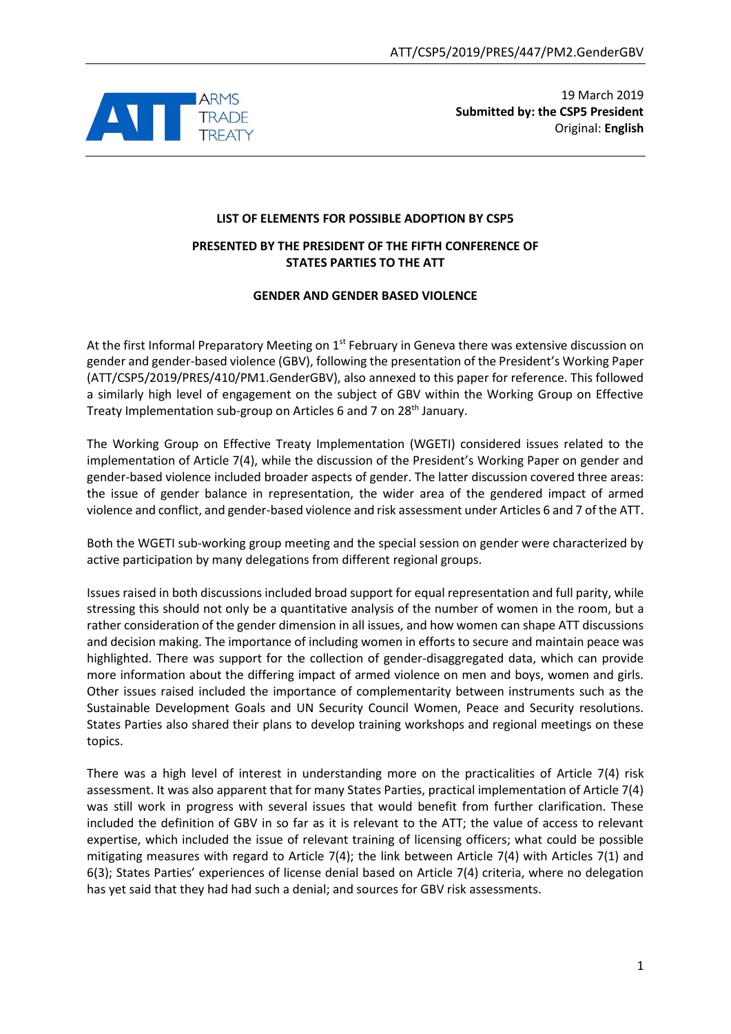ATT/CSP5/2019/PRES/447/PM2.GenderGBV

19 March 2019
**Submitted by: the CSP5 President**
Original: **English**

**LIST OF ELEMENTS FOR POSSIBLE ADOPTION BY CSP5**

**PRESENTED BY THE PRESIDENT OF THE FIFTH CONFERENCE OF STATES PARTIES TO THE ATT**

**GENDER AND GENDER BASED VIOLENCE**

At the first Informal Preparatory Meeting on 1st February in Geneva there was extensive discussion on gender and gender-based violence (GBV), following the presentation of the President's Working Paper (ATT/CSP5/2019/PRES/410/PM1.GenderGBV), also annexed to this paper for reference. This followed a similarly high level of engagement on the subject of GBV within the Working Group on Effective Treaty Implementation sub-group on Articles 6 and 7 on 28th January.

The Working Group on Effective Treaty Implementation (WGETI) considered issues related to the implementation of Article 7(4), while the discussion of the President's Working Paper on gender and gender-based violence included broader aspects of gender. The latter discussion covered three areas: the issue of gender balance in representation, the wider area of the gendered impact of armed violence and conflict, and gender-based violence and risk assessment under Articles 6 and 7 of the ATT.

Both the WGETI sub-working group meeting and the special session on gender were characterized by active participation by many delegations from different regional groups.

Issues raised in both discussions included broad support for equal representation and full parity, while stressing this should not only be a quantitative analysis of the number of women in the room, but a rather consideration of the gender dimension in all issues, and how women can shape ATT discussions and decision making. The importance of including women in efforts to secure and maintain peace was highlighted. There was support for the collection of gender-disaggregated data, which can provide more information about the differing impact of armed violence on men and boys, women and girls. Other issues raised included the importance of complementarity between instruments such as the Sustainable Development Goals and UN Security Council Women, Peace and Security resolutions. States Parties also shared their plans to develop training workshops and regional meetings on these topics.

There was a high level of interest in understanding more on the practicalities of Article 7(4) risk assessment. It was also apparent that for many States Parties, practical implementation of Article 7(4) was still work in progress with several issues that would benefit from further clarification. These included the definition of GBV in so far as it is relevant to the ATT; the value of access to relevant expertise, which included the issue of relevant training of licensing officers; what could be possible mitigating measures with regard to Article 7(4); the link between Article 7(4) with Articles 7(1) and 6(3); States Parties' experiences of license denial based on Article 7(4) criteria, where no delegation has yet said that they had had such a denial; and sources for GBV risk assessments.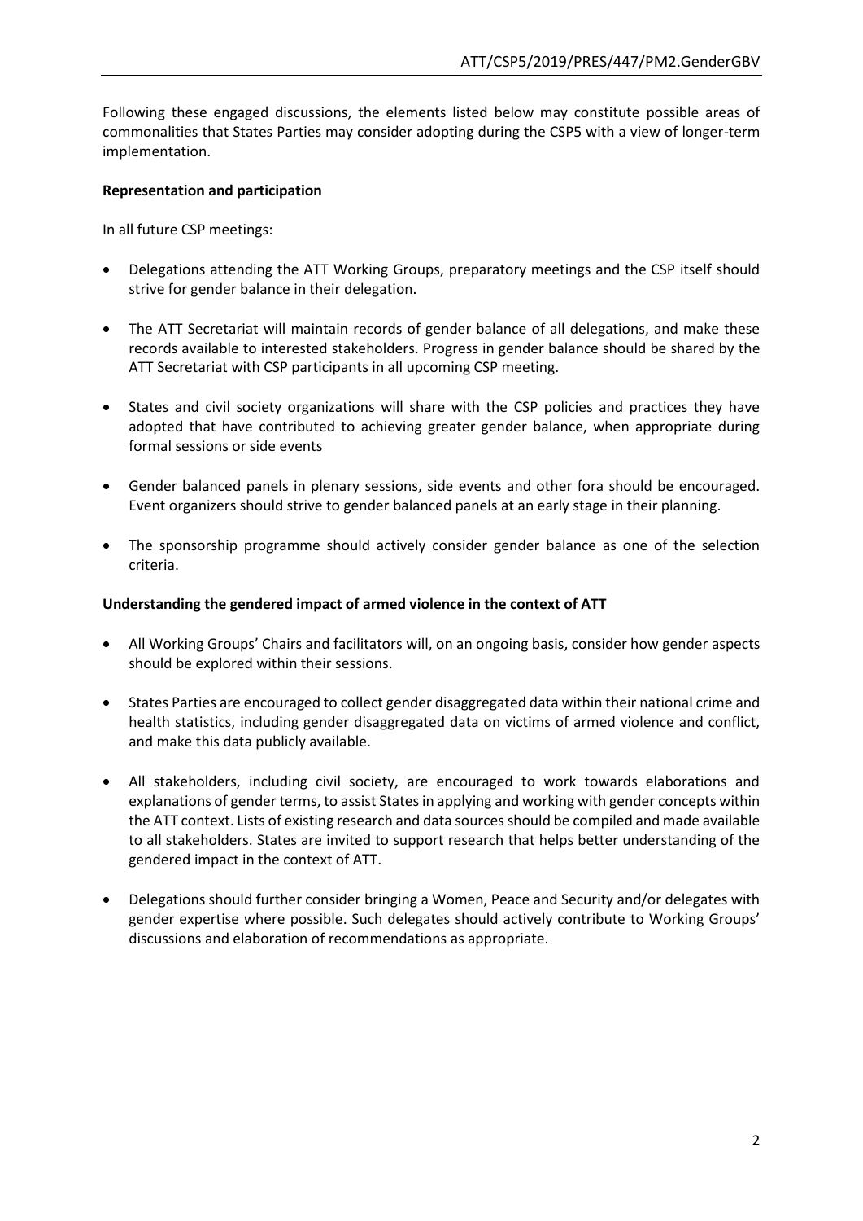Following these engaged discussions, the elements listed below may constitute possible areas of commonalities that States Parties may consider adopting during the CSP5 with a view of longer-term implementation.

**Representation and participation**

In all future CSP meetings:

- Delegations attending the ATT Working Groups, preparatory meetings and the CSP itself should strive for gender balance in their delegation.
- The ATT Secretariat will maintain records of gender balance of all delegations, and make these records available to interested stakeholders. Progress in gender balance should be shared by the ATT Secretariat with CSP participants in all upcoming CSP meeting.
- States and civil society organizations will share with the CSP policies and practices they have adopted that have contributed to achieving greater gender balance, when appropriate during formal sessions or side events
- Gender balanced panels in plenary sessions, side events and other fora should be encouraged. Event organizers should strive to gender balanced panels at an early stage in their planning.
- The sponsorship programme should actively consider gender balance as one of the selection criteria.

**Understanding the gendered impact of armed violence in the context of ATT**

- All Working Groups' Chairs and facilitators will, on an ongoing basis, consider how gender aspects should be explored within their sessions.
- States Parties are encouraged to collect gender disaggregated data within their national crime and health statistics, including gender disaggregated data on victims of armed violence and conflict, and make this data publicly available.
- All stakeholders, including civil society, are encouraged to work towards elaborations and explanations of gender terms, to assist States in applying and working with gender concepts within the ATT context. Lists of existing research and data sources should be compiled and made available to all stakeholders. States are invited to support research that helps better understanding of the gendered impact in the context of ATT.
- Delegations should further consider bringing a Women, Peace and Security and/or delegates with gender expertise where possible. Such delegates should actively contribute to Working Groups' discussions and elaboration of recommendations as appropriate.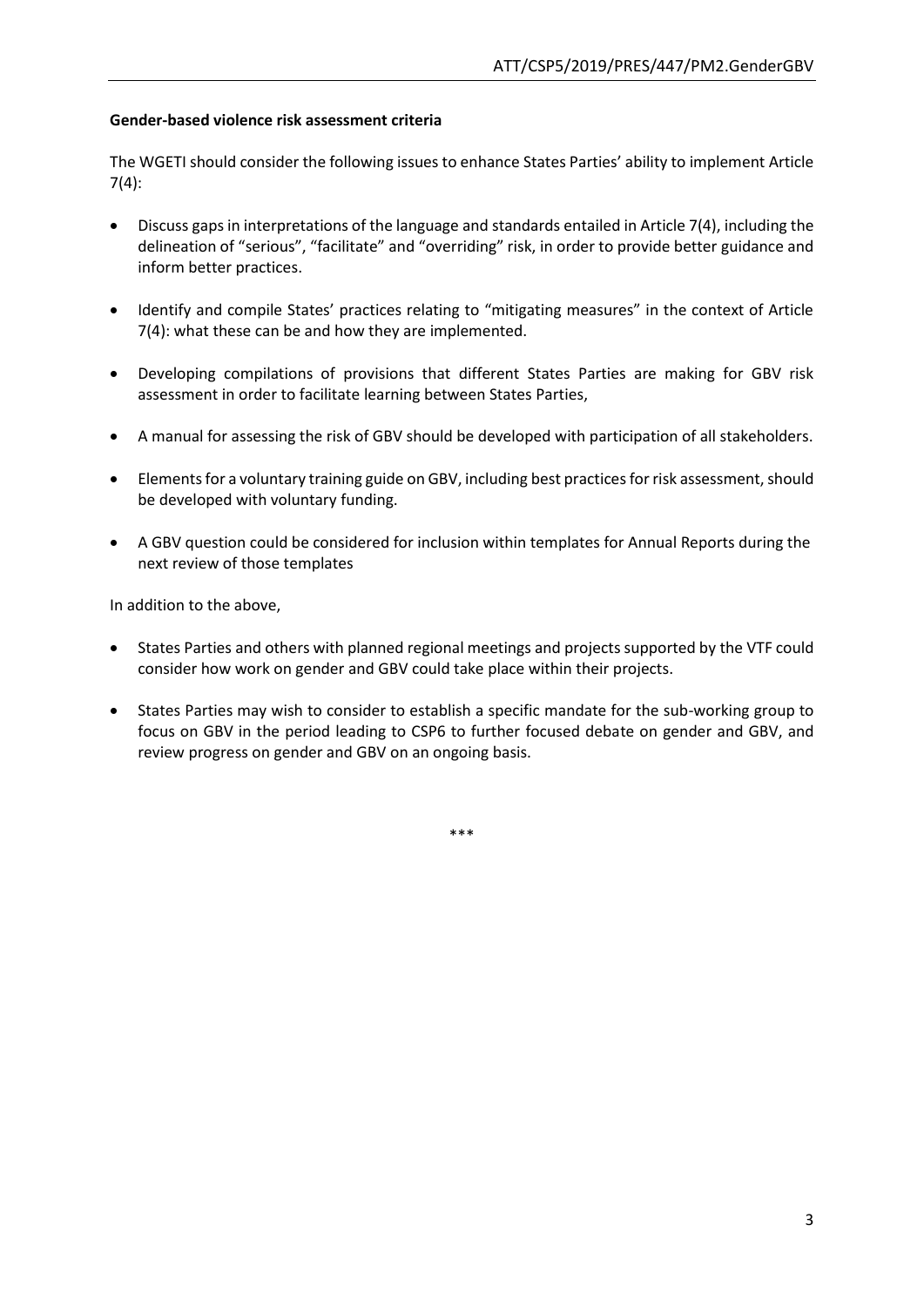**Gender-based violence risk assessment criteria**

The WGETI should consider the following issues to enhance States Parties' ability to implement Article 7(4):

- Discuss gaps in interpretations of the language and standards entailed in Article 7(4), including the delineation of "serious", "facilitate" and "overriding" risk, in order to provide better guidance and inform better practices.
- Identify and compile States' practices relating to "mitigating measures" in the context of Article 7(4): what these can be and how they are implemented.
- Developing compilations of provisions that different States Parties are making for GBV risk assessment in order to facilitate learning between States Parties,
- A manual for assessing the risk of GBV should be developed with participation of all stakeholders.
- Elements for a voluntary training guide on GBV, including best practices for risk assessment, should be developed with voluntary funding.
- A GBV question could be considered for inclusion within templates for Annual Reports during the next review of those templates

In addition to the above,

- States Parties and others with planned regional meetings and projects supported by the VTF could consider how work on gender and GBV could take place within their projects.
- States Parties may wish to consider to establish a specific mandate for the sub-working group to focus on GBV in the period leading to CSP6 to further focused debate on gender and GBV, and review progress on gender and GBV on an ongoing basis.

\*\*\*